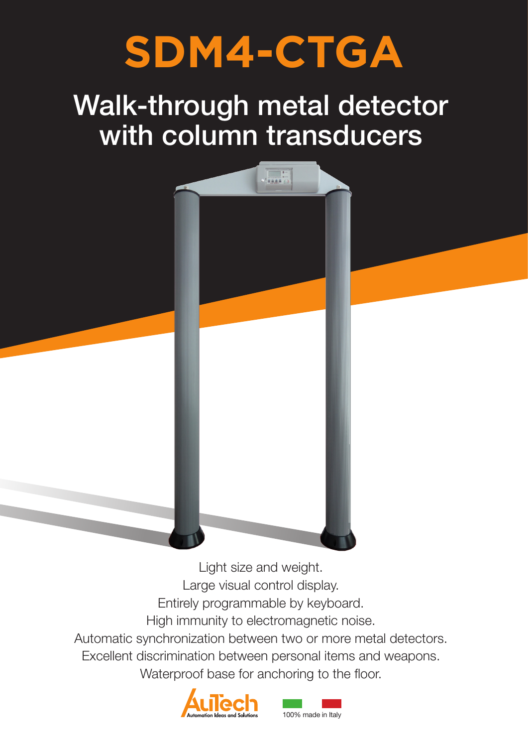# SDM4-CTGA

## Walk-through metal detector with column transducers

Light size and weight.
Large visual control display.
Entirely programmable by keyboard.
High immunity to electromagnetic noise.
Automatic synchronization between two or more metal detectors.
Excellent discrimination between personal items and weapons.
Waterproof base for anchoring to the floor.

AuTech
Automation Ideas and Solutions

100% made in Italy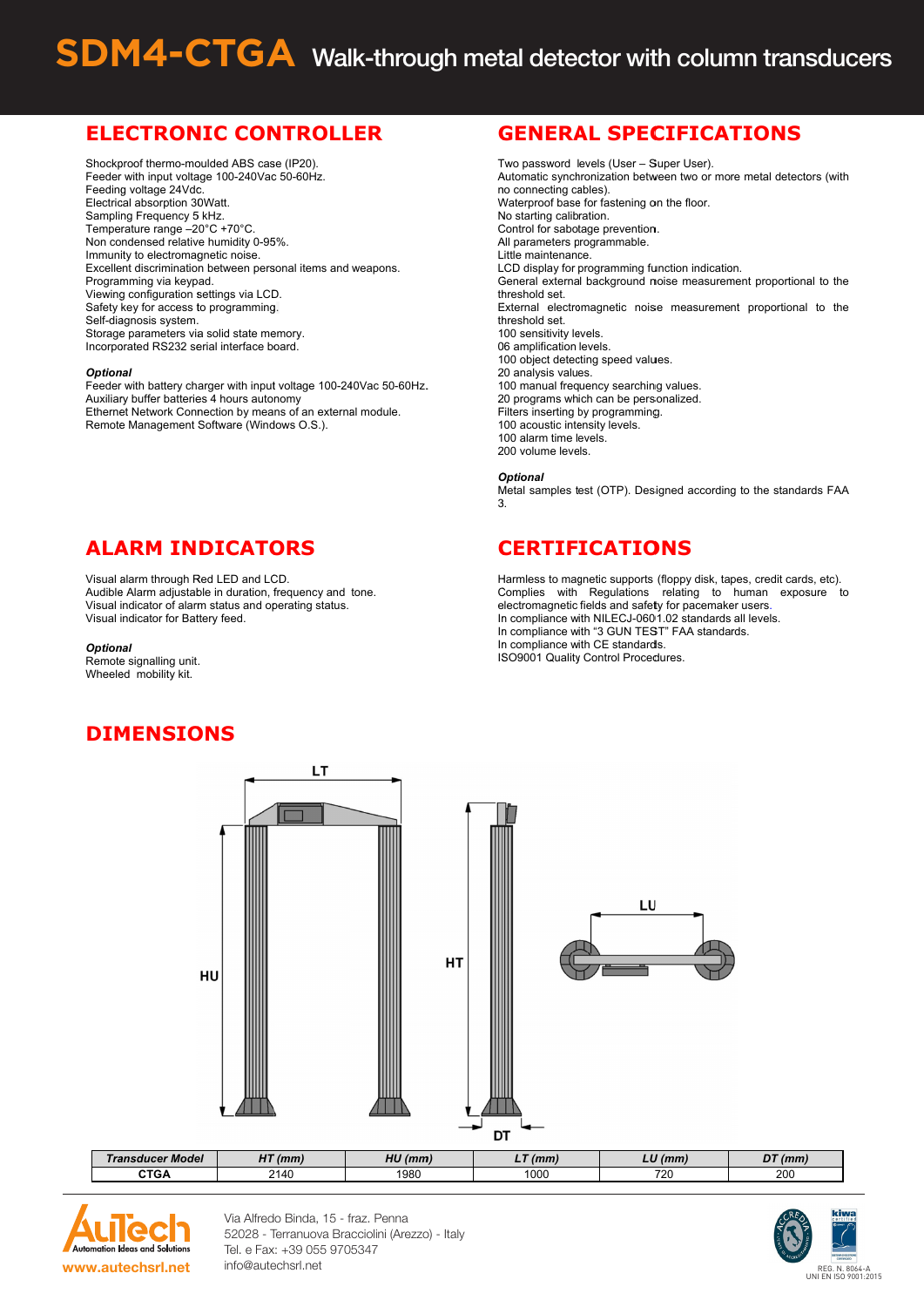# SDM4-CTGA Walk-through metal detector with column transducers

## ELECTRONIC CONTROLLER

Shockproof thermo-moulded ABS case (IP20).
Feeder with input voltage 100-240Vac 50-60Hz.
Feeding voltage 24Vdc.
Electrical absorption 30Watt.
Sampling Frequency 5 kHz.
Temperature range –20°C +70°C.
Non condensed relative humidity 0-95%.
Immunity to electromagnetic noise.
Excellent discrimination between personal items and weapons.
Programming via keypad.
Viewing configuration settings via LCD.
Safety key for access to programming.
Self-diagnosis system.
Storage parameters via solid state memory.
Incorporated RS232 serial interface board.

***Optional***
Feeder with battery charger with input voltage 100-240Vac 50-60Hz.
Auxiliary buffer batteries 4 hours autonomy
Ethernet Network Connection by means of an external module.
Remote Management Software (Windows O.S.).

## GENERAL SPECIFICATIONS

Two password levels (User – Super User).
Automatic synchronization between two or more metal detectors (with no connecting cables).
Waterproof base for fastening on the floor.
No starting calibration.
Control for sabotage prevention.
All parameters programmable.
Little maintenance.
LCD display for programming function indication.
General external background noise measurement proportional to the threshold set.
External electromagnetic noise measurement proportional to the threshold set.
100 sensitivity levels.
06 amplification levels.
100 object detecting speed values.
20 analysis values.
100 manual frequency searching values.
20 programs which can be personalized.
Filters inserting by programming.
100 acoustic intensity levels.
100 alarm time levels.
200 volume levels.

***Optional***
Metal samples test (OTP). Designed according to the standards FAA 3.

## ALARM INDICATORS

Visual alarm through Red LED and LCD.
Audible Alarm adjustable in duration, frequency and tone.
Visual indicator of alarm status and operating status.
Visual indicator for Battery feed.

***Optional***
Remote signalling unit.
Wheeled mobility kit.

## CERTIFICATIONS

Harmless to magnetic supports (floppy disk, tapes, credit cards, etc).
Complies with Regulations relating to human exposure to electromagnetic fields and safety for pacemaker users.
In compliance with NILECJ-0601.02 standards all levels.
In compliance with "3 GUN TEST" FAA standards.
In compliance with CE standards.
ISO9001 Quality Control Procedures.

## DIMENSIONS

LT
HU
HT
LU
DT

| *Transducer Model* | *HT (mm)* | *HU (mm)* | *LT (mm)* | *LU (mm)* | *DT (mm)* |
|---|---|---|---|---|---|
| CTGA | 2140 | 1980 | 1000 | 720 | 200 |

AuTech Automation Ideas and Solutions
www.autechsrl.net

Via Alfredo Binda, 15 - fraz. Penna
52028 - Terranuova Bracciolini (Arezzo) - Italy
Tel. e Fax: +39 055 9705347
info@autechsrl.net

REG. N. 8064-A
UNI EN ISO 9001:2015